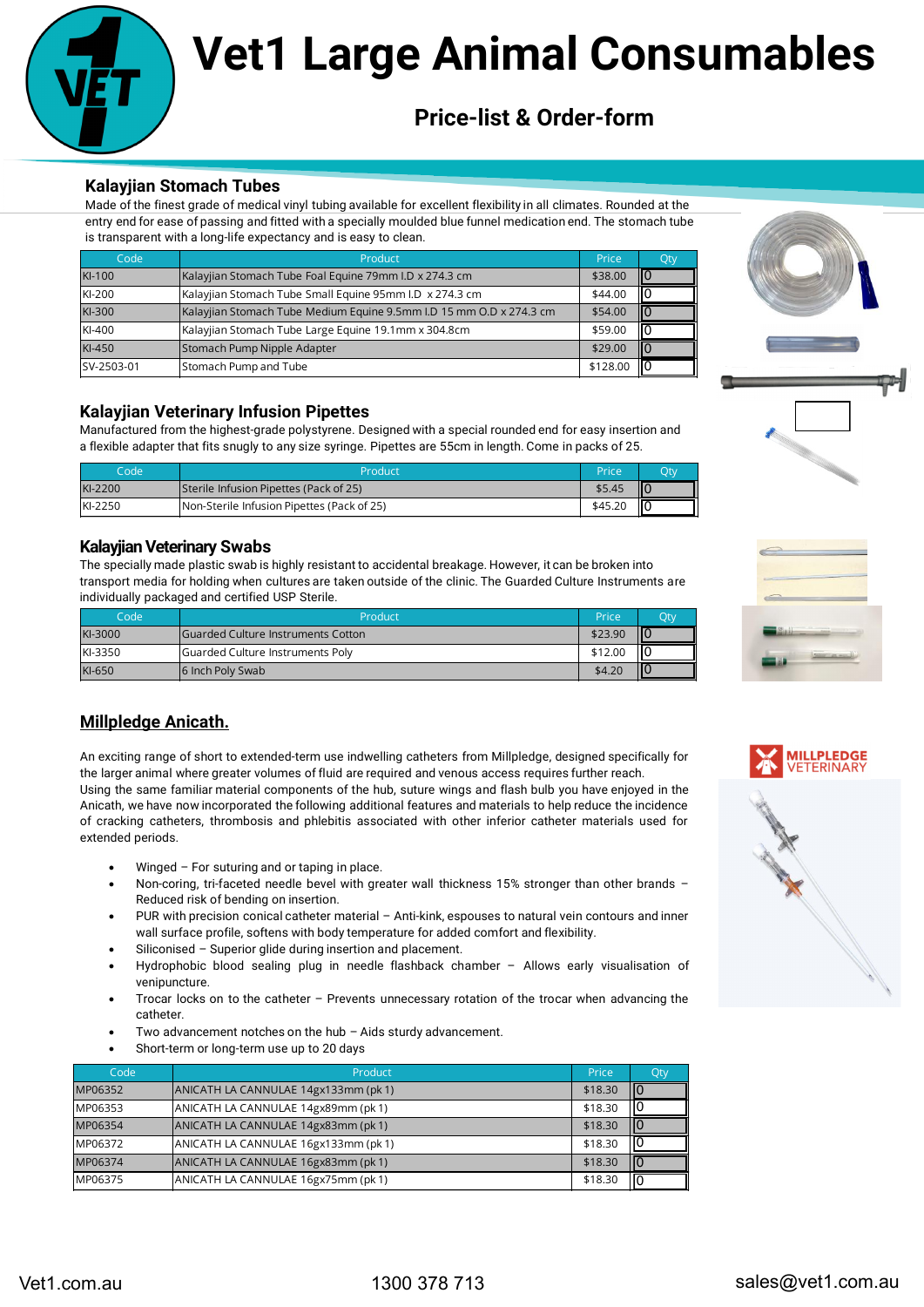# Vet1 Large Animal Consumables

## Price-list & Order-form

### Kalayjian Stomach Tubes

Made of the finest grade of medical vinyl tubing available for excellent flexibility in all climates. Rounded at the entry end for ease of passing and fitted with a specially moulded blue funnel medication end. The stomach tube is transparent with a long-life expectancy and is easy to clean.

| Code | Product | Price | Qty |
|---|---|---|---|
| KI-100 | Kalayjian Stomach Tube Foal Equine 79mm I.D x 274.3 cm | $38.00 | 0 |
| KI-200 | Kalayjian Stomach Tube Small Equine 95mm I.D  x 274.3 cm | $44.00 | 0 |
| KI-300 | Kalayjian Stomach Tube Medium Equine 9.5mm I.D 15 mm O.D x 274.3 cm | $54.00 | 0 |
| KI-400 | Kalayjian Stomach Tube Large Equine 19.1mm x 304.8cm | $59.00 | 0 |
| KI-450 | Stomach Pump Nipple Adapter | $29.00 | 0 |
| SV-2503-01 | Stomach Pump and Tube | $128.00 | 0 |

### Kalayjian Veterinary Infusion Pipettes

Manufactured from the highest-grade polystyrene. Designed with a special rounded end for easy insertion and a flexible adapter that fits snugly to any size syringe. Pipettes are 55cm in length. Come in packs of 25.

| Code | Product | Price | Qty |
|---|---|---|---|
| KI-2200 | Sterile Infusion Pipettes (Pack of 25) | $5.45 | 0 |
| KI-2250 | Non-Sterile Infusion Pipettes (Pack of 25) | $45.20 | 0 |

### Kalayjian Veterinary Swabs

The specially made plastic swab is highly resistant to accidental breakage. However, it can be broken into transport media for holding when cultures are taken outside of the clinic. The Guarded Culture Instruments are individually packaged and certified USP Sterile.

| Code | Product | Price | Qty |
|---|---|---|---|
| KI-3000 | Guarded Culture Instruments Cotton | $23.90 | 0 |
| KI-3350 | Guarded Culture Instruments Poly | $12.00 | 0 |
| KI-650 | 6 Inch Poly Swab | $4.20 | 0 |

### Millpledge Anicath.

MILLPLEDGE VETERINARY

An exciting range of short to extended-term use indwelling catheters from Millpledge, designed specifically for the larger animal where greater volumes of fluid are required and venous access requires further reach. Using the same familiar material components of the hub, suture wings and flash bulb you have enjoyed in the Anicath, we have now incorporated the following additional features and materials to help reduce the incidence of cracking catheters, thrombosis and phlebitis associated with other inferior catheter materials used for extended periods.

- Winged – For suturing and or taping in place.
- Non-coring, tri-faceted needle bevel with greater wall thickness 15% stronger than other brands – Reduced risk of bending on insertion.
- PUR with precision conical catheter material – Anti-kink, espouses to natural vein contours and inner wall surface profile, softens with body temperature for added comfort and flexibility.
- Siliconised – Superior glide during insertion and placement.
- Hydrophobic blood sealing plug in needle flashback chamber – Allows early visualisation of venipuncture.
- Trocar locks on to the catheter – Prevents unnecessary rotation of the trocar when advancing the catheter.
- Two advancement notches on the hub – Aids sturdy advancement.
- Short-term or long-term use up to 20 days

| Code | Product | Price | Qty |
|---|---|---|---|
| MP06352 | ANICATH LA CANNULAE 14gx133mm (pk 1) | $18.30 | 0 |
| MP06353 | ANICATH LA CANNULAE 14gx89mm (pk 1) | $18.30 | 0 |
| MP06354 | ANICATH LA CANNULAE 14gx83mm (pk 1) | $18.30 | 0 |
| MP06372 | ANICATH LA CANNULAE 16gx133mm (pk 1) | $18.30 | 0 |
| MP06374 | ANICATH LA CANNULAE 16gx83mm (pk 1) | $18.30 | 0 |
| MP06375 | ANICATH LA CANNULAE 16gx75mm (pk 1) | $18.30 | 0 |

Vet1.com.au | 1300 378 713 | sales@vet1.com.au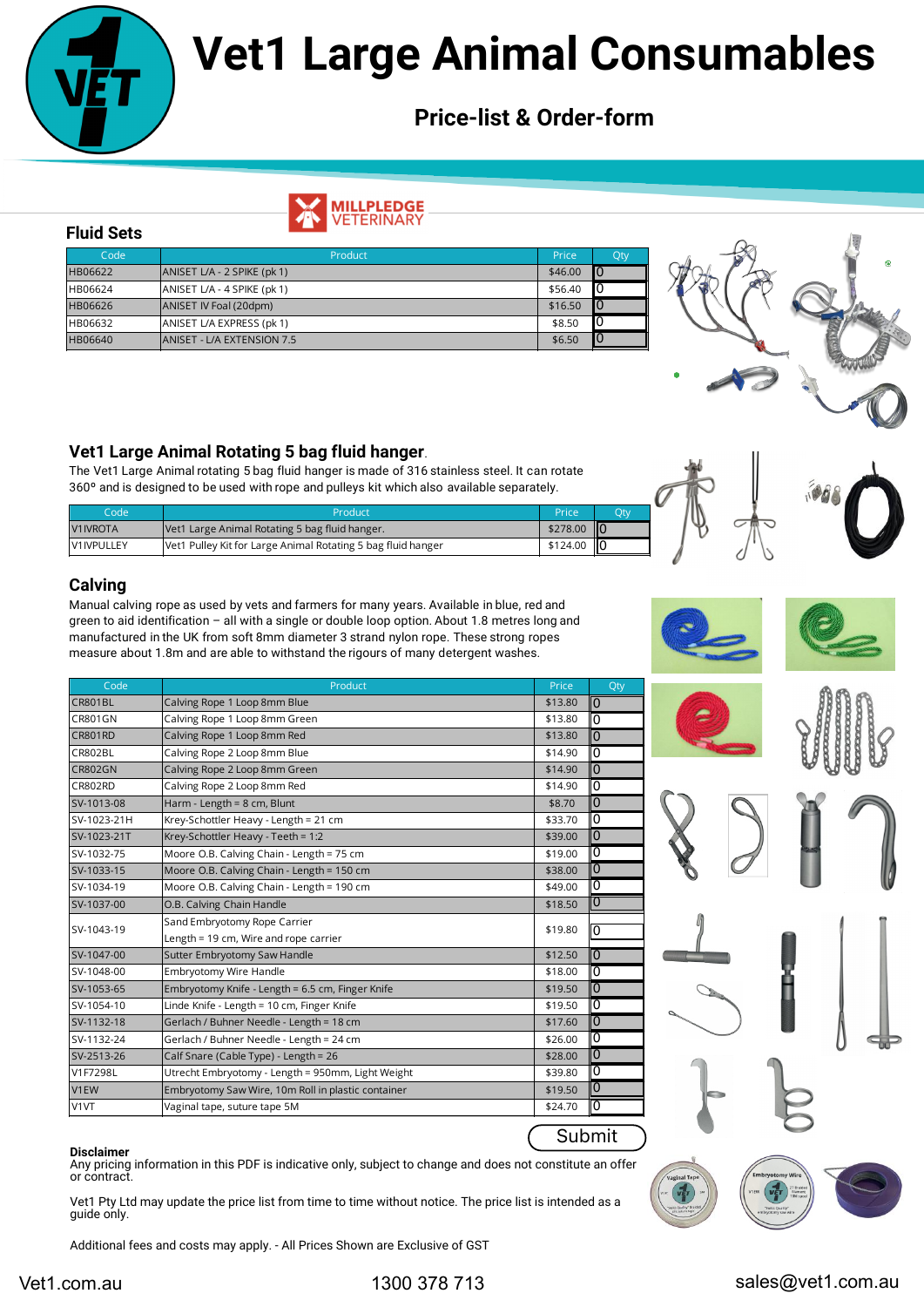# Vet1 Large Animal Consumables

## Price-list & Order-form

MILLPLEDGE VETERINARY

### Fluid Sets

| Code | Product | Price | Qty |
|---|---|---|---|
| HB06622 | ANISET L/A - 2 SPIKE (pk 1) | $46.00 | 0 |
| HB06624 | ANISET L/A - 4 SPIKE (pk 1) | $56.40 | 0 |
| HB06626 | ANISET IV Foal (20dpm) | $16.50 | 0 |
| HB06632 | ANISET L/A EXPRESS (pk 1) | $8.50 | 0 |
| HB06640 | ANISET - L/A EXTENSION 7.5 | $6.50 | 0 |

### Vet1 Large Animal Rotating 5 bag fluid hanger.

The Vet1 Large Animal rotating 5 bag fluid hanger is made of 316 stainless steel. It can rotate 360º and is designed to be used with rope and pulleys kit which also available separately.

| Code | Product | Price | Qty |
|---|---|---|---|
| V1IVROTA | Vet1 Large Animal Rotating 5 bag fluid hanger. | $278.00 | 0 |
| V1IVPULLEY | Vet1 Pulley Kit for Large Animal Rotating 5 bag fluid hanger | $124.00 | 0 |

### Calving

Manual calving rope as used by vets and farmers for many years. Available in blue, red and green to aid identification – all with a single or double loop option. About 1.8 metres long and manufactured in the UK from soft 8mm diameter 3 strand nylon rope. These strong ropes measure about 1.8m and are able to withstand the rigours of many detergent washes.

| Code | Product | Price | Qty |
|---|---|---|---|
| CR801BL | Calving Rope 1 Loop 8mm Blue | $13.80 | 0 |
| CR801GN | Calving Rope 1 Loop 8mm Green | $13.80 | 0 |
| CR801RD | Calving Rope 1 Loop 8mm Red | $13.80 | 0 |
| CR802BL | Calving Rope 2 Loop 8mm Blue | $14.90 | 0 |
| CR802GN | Calving Rope 2 Loop 8mm Green | $14.90 | 0 |
| CR802RD | Calving Rope 2 Loop 8mm Red | $14.90 | 0 |
| SV-1013-08 | Harm - Length = 8 cm, Blunt | $8.70 | 0 |
| SV-1023-21H | Krey-Schottler Heavy - Length = 21 cm | $33.70 | 0 |
| SV-1023-21T | Krey-Schottler Heavy - Teeth = 1:2 | $39.00 | 0 |
| SV-1032-75 | Moore O.B. Calving Chain - Length = 75 cm | $19.00 | 0 |
| SV-1033-15 | Moore O.B. Calving Chain - Length = 150 cm | $38.00 | 0 |
| SV-1034-19 | Moore O.B. Calving Chain - Length = 190 cm | $49.00 | 0 |
| SV-1037-00 | O.B. Calving Chain Handle | $18.50 | 0 |
| SV-1043-19 | Sand Embryotomy Rope Carrier Length = 19 cm, Wire and rope carrier | $19.80 | 0 |
| SV-1047-00 | Sutter Embryotomy Saw Handle | $12.50 | 0 |
| SV-1048-00 | Embryotomy Wire Handle | $18.00 | 0 |
| SV-1053-65 | Embryotomy Knife - Length = 6.5 cm, Finger Knife | $19.50 | 0 |
| SV-1054-10 | Linde Knife - Length = 10 cm, Finger Knife | $19.50 | 0 |
| SV-1132-18 | Gerlach / Buhner Needle - Length = 18 cm | $17.60 | 0 |
| SV-1132-24 | Gerlach / Buhner Needle - Length = 24 cm | $26.00 | 0 |
| SV-2513-26 | Calf Snare (Cable Type) - Length = 26 | $28.00 | 0 |
| V1F7298L | Utrecht Embryotomy - Length = 950mm, Light Weight | $39.80 | 0 |
| V1EW | Embryotomy Saw Wire, 10m Roll in plastic container | $19.50 | 0 |
| V1VT | Vaginal tape, suture tape 5M | $24.70 | 0 |

Submit

**Disclaimer**

Any pricing information in this PDF is indicative only, subject to change and does not constitute an offer or contract.

Vet1 Pty Ltd may update the price list from time to time without notice. The price list is intended as a guide only.

Additional fees and costs may apply. - All Prices Shown are Exclusive of GST

Vet1.com.au 1300 378 713 sales@vet1.com.au